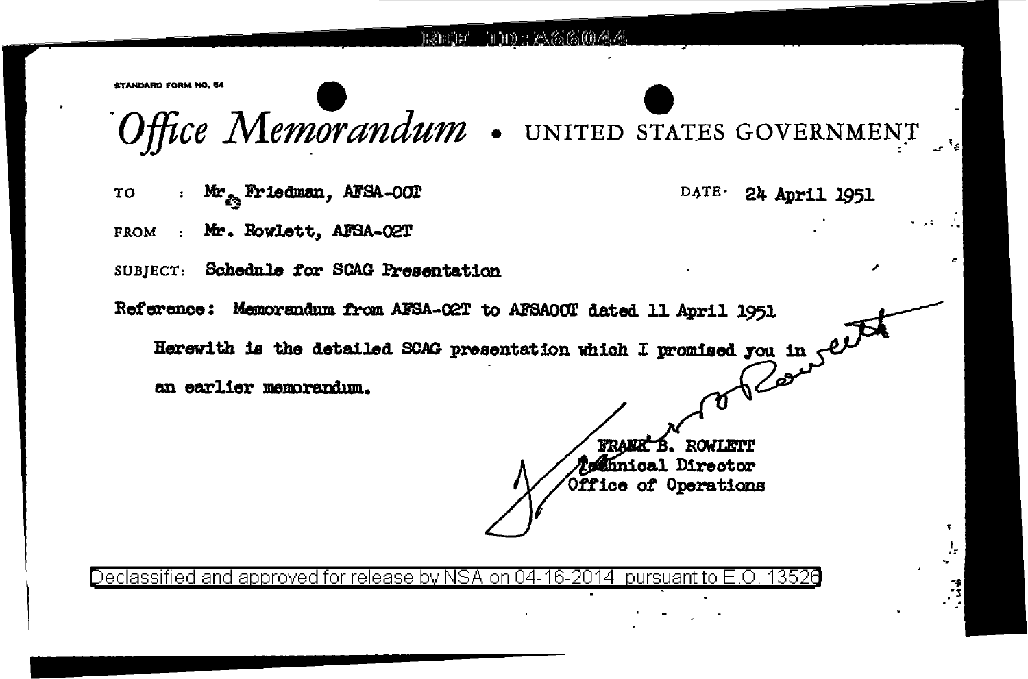STANDARD FORM NO. 64

# *Office Memorandum* • UNITED STATES GOVERNMENT

TO : Mr. Friedman, AFSA-00T

DATE: 24 April 1951

FROM : Mr. Rowlett, AFSA-02T

SUBJECT: Schedule for SCAG Presentation

Reference: Memorandum from AFSA-02T to AFSA00T dated 11 April 1951

Herewith is the detailed SCAG presentation which I promised you in an earlier memorandum.

FRANK B. ROWLETT
Technical Director
Office of Operations

Declassified and approved for release by NSA on 04-16-2014 pursuant to E.O. 13526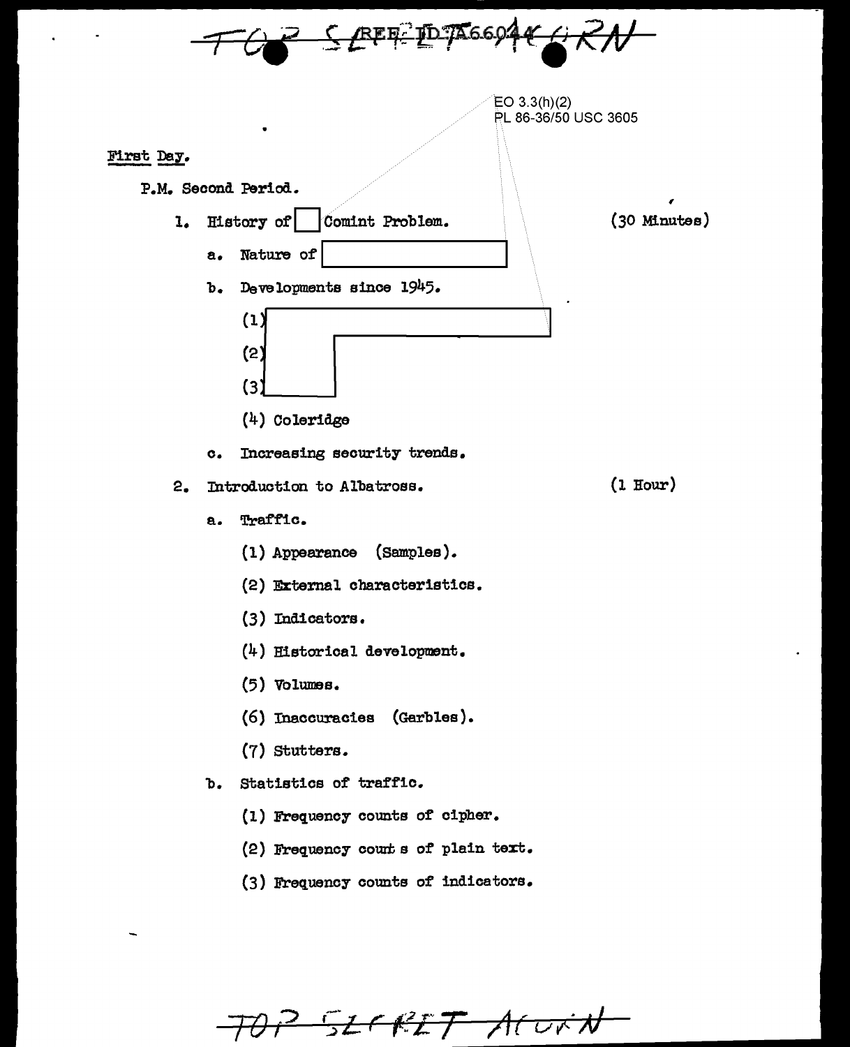EO 3.3(h)(2)
PL 86-36/50 USC 3605

First Day.

P.M. Second Period.

1. History of [ ] Comint Problem. (30 Minutes)

   a. Nature of [ ]

   b. Developments since 1945.

      (1) [ ]

      (2) [ ]

      (3) [ ]

      (4) Coleridge

   c. Increasing security trends.

2. Introduction to Albatross. (1 Hour)

   a. Traffic.

      (1) Appearance (Samples).

      (2) External characteristics.

      (3) Indicators.

      (4) Historical development.

      (5) Volumes.

      (6) Inaccuracies (Garbles).

      (7) Stutters.

   b. Statistics of traffic.

      (1) Frequency counts of cipher.

      (2) Frequency count s of plain text.

      (3) Frequency counts of indicators.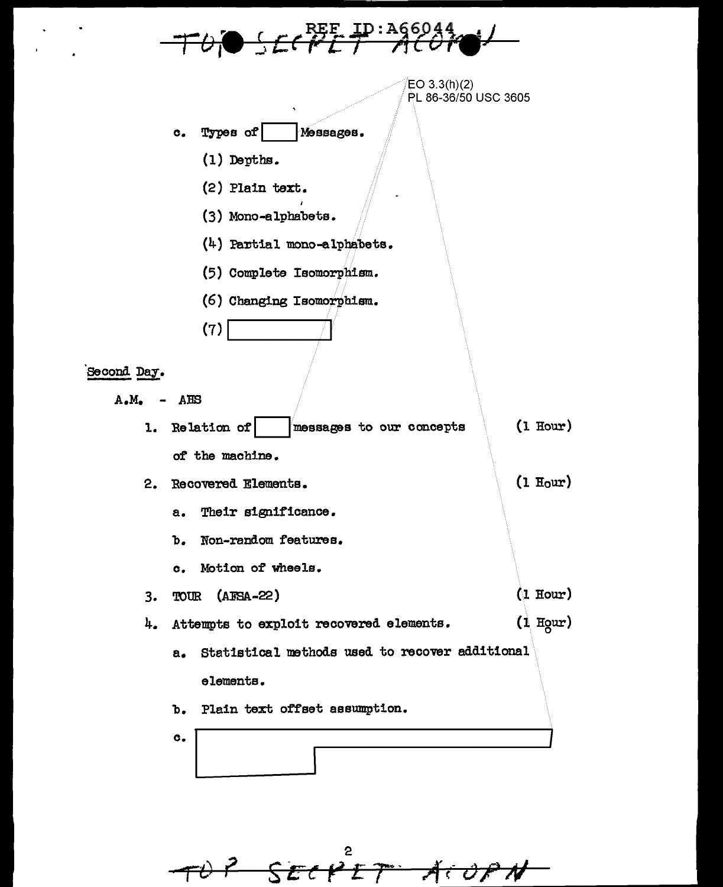EO 3.3(h)(2)
PL 86-36/50 USC 3605

c. Types of [ ] Messages.

(1) Depths.

(2) Plain text.

(3) Mono-alphabets.

(4) Partial mono-alphabets.

(5) Complete Isomorphism.

(6) Changing Isomorphism.

(7) [ ]

Second Day.

A.M. - AHS

1. Relation of [ ] messages to our concepts of the machine. (1 Hour)

2. Recovered Elements. (1 Hour)

   a. Their significance.

   b. Non-random features.

   c. Motion of wheels.

3. TOUR (AFSA-22) (1 Hour)

4. Attempts to exploit recovered elements. (1 Hour)

   a. Statistical methods used to recover additional elements.

   b. Plain text offset assumption.

   c. [ ]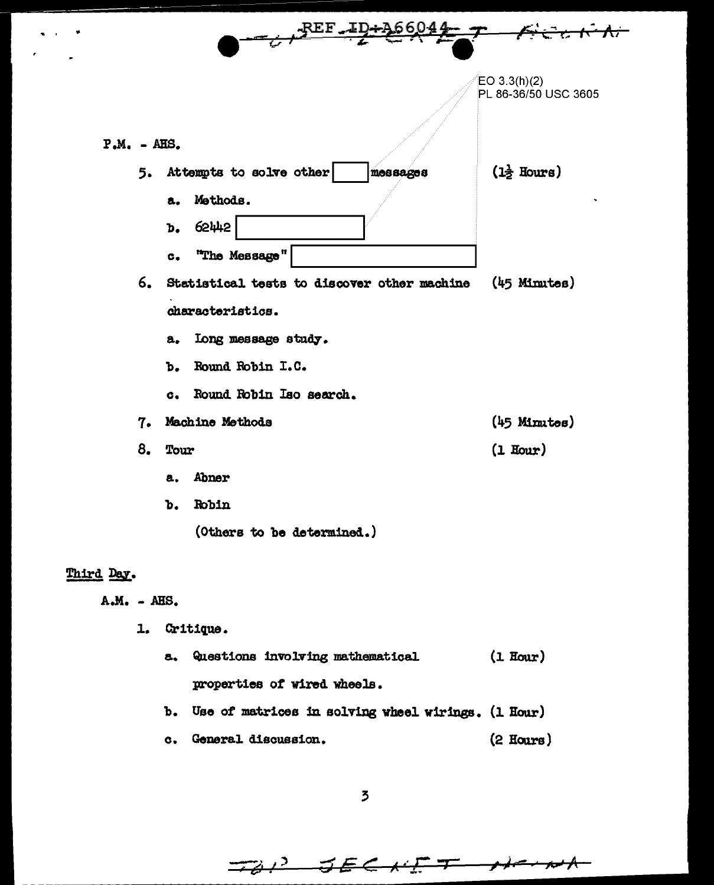EO 3.3(h)(2)
PL 86-36/50 USC 3605

P.M. - AHS.

5. Attempts to solve other [ ] messages (1½ Hours)

   a. Methods.

   b. 62442 [ ]

   c. "The Message" [ ]

6. Statistical tests to discover other machine characteristics. (45 Minutes)

   a. Long message study.

   b. Round Robin I.C.

   c. Round Robin Iso search.

7. Machine Methods (45 Minutes)

8. Tour (1 Hour)

   a. Abner

   b. Robin

   (Others to be determined.)

<u>Third Day</u>.

A.M. - AHS.

1. Critique.

   a. Questions involving mathematical properties of wired wheels. (1 Hour)

   b. Use of matrices in solving wheel wirings. (1 Hour)

   c. General discussion. (2 Hours)